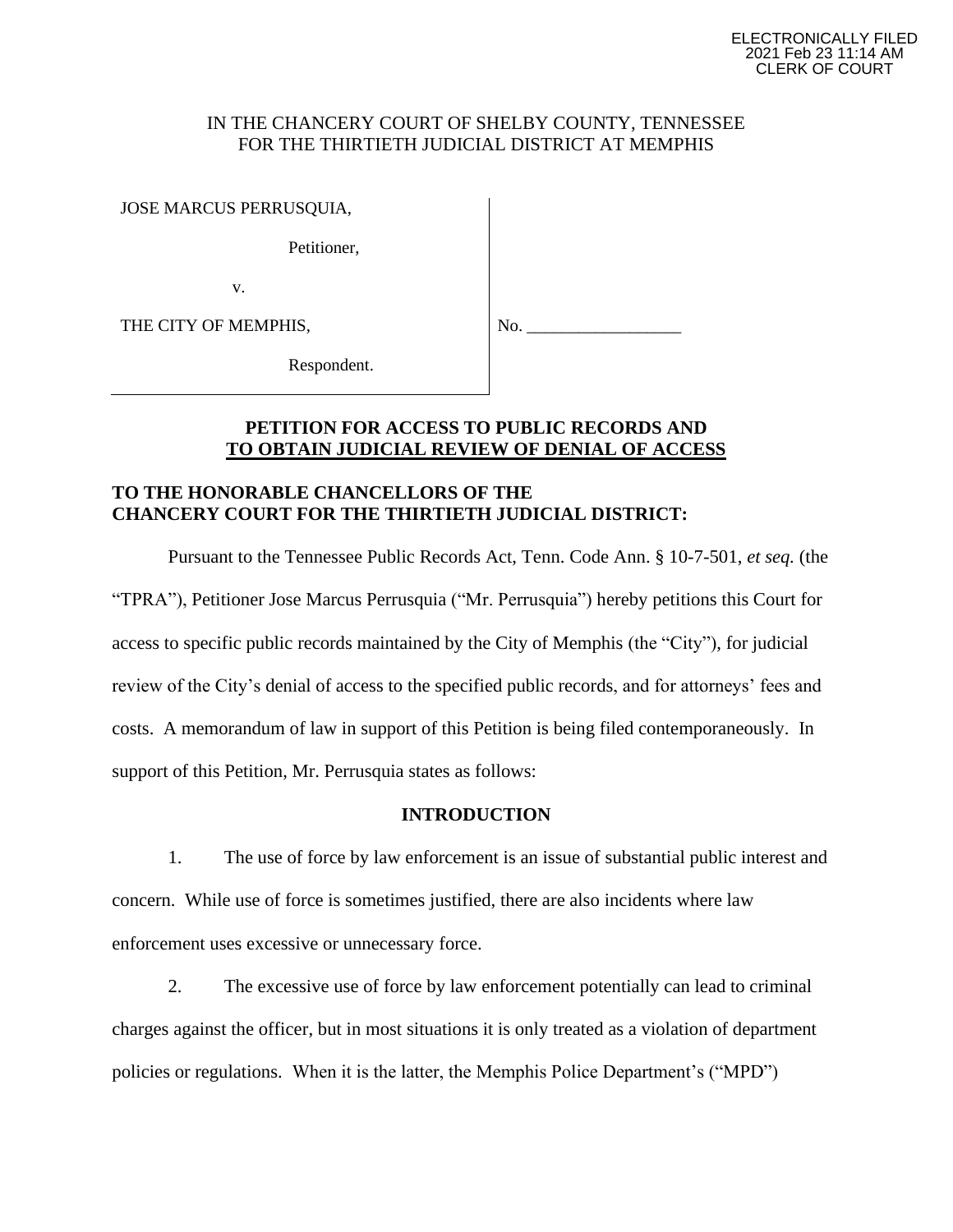ELECTRONICALLY FILED
2021 Feb 23 11:14 AM
CLERK OF COURT

IN THE CHANCERY COURT OF SHELBY COUNTY, TENNESSEE
FOR THE THIRTIETH JUDICIAL DISTRICT AT MEMPHIS

| | |
|---|---|
| JOSE MARCUS PERRUSQUIA,<br><br>Petitioner,<br><br>v.<br><br>THE CITY OF MEMPHIS,<br><br>Respondent. | No. __________________ |

**PETITION FOR ACCESS TO PUBLIC RECORDS AND**
**TO OBTAIN JUDICIAL REVIEW OF DENIAL OF ACCESS**

**TO THE HONORABLE CHANCELLORS OF THE CHANCERY COURT FOR THE THIRTIETH JUDICIAL DISTRICT:**

Pursuant to the Tennessee Public Records Act, Tenn. Code Ann. § 10-7-501, *et seq.* (the "TPRA"), Petitioner Jose Marcus Perrusquia ("Mr. Perrusquia") hereby petitions this Court for access to specific public records maintained by the City of Memphis (the "City"), for judicial review of the City's denial of access to the specified public records, and for attorneys' fees and costs. A memorandum of law in support of this Petition is being filed contemporaneously. In support of this Petition, Mr. Perrusquia states as follows:

## INTRODUCTION

1. The use of force by law enforcement is an issue of substantial public interest and concern. While use of force is sometimes justified, there are also incidents where law enforcement uses excessive or unnecessary force.

2. The excessive use of force by law enforcement potentially can lead to criminal charges against the officer, but in most situations it is only treated as a violation of department policies or regulations. When it is the latter, the Memphis Police Department's ("MPD")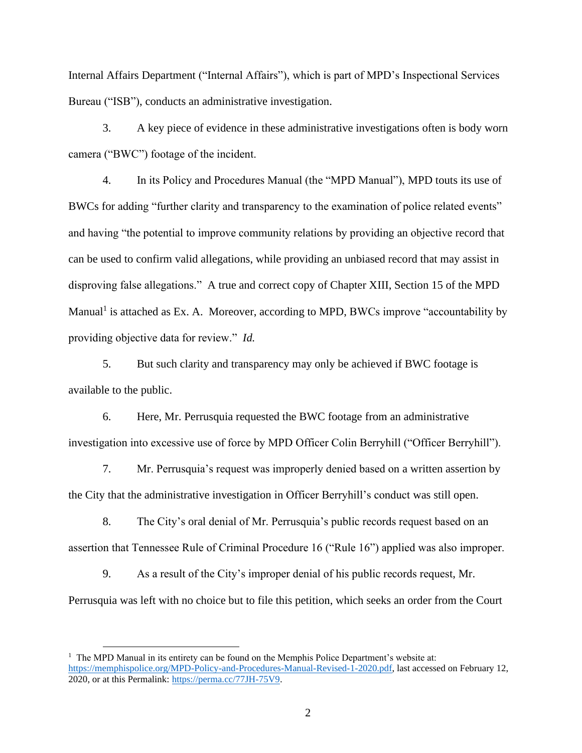Internal Affairs Department ("Internal Affairs"), which is part of MPD's Inspectional Services Bureau ("ISB"), conducts an administrative investigation.

3. A key piece of evidence in these administrative investigations often is body worn camera ("BWC") footage of the incident.

4. In its Policy and Procedures Manual (the "MPD Manual"), MPD touts its use of BWCs for adding "further clarity and transparency to the examination of police related events" and having "the potential to improve community relations by providing an objective record that can be used to confirm valid allegations, while providing an unbiased record that may assist in disproving false allegations." A true and correct copy of Chapter XIII, Section 15 of the MPD Manual[1] is attached as Ex. A. Moreover, according to MPD, BWCs improve "accountability by providing objective data for review." *Id.*

5. But such clarity and transparency may only be achieved if BWC footage is available to the public.

6. Here, Mr. Perrusquia requested the BWC footage from an administrative investigation into excessive use of force by MPD Officer Colin Berryhill ("Officer Berryhill").

7. Mr. Perrusquia's request was improperly denied based on a written assertion by the City that the administrative investigation in Officer Berryhill's conduct was still open.

8. The City's oral denial of Mr. Perrusquia's public records request based on an assertion that Tennessee Rule of Criminal Procedure 16 ("Rule 16") applied was also improper.

9. As a result of the City's improper denial of his public records request, Mr. Perrusquia was left with no choice but to file this petition, which seeks an order from the Court

[1] The MPD Manual in its entirety can be found on the Memphis Police Department's website at: https://memphispolice.org/MPD-Policy-and-Procedures-Manual-Revised-1-2020.pdf, last accessed on February 12, 2020, or at this Permalink: https://perma.cc/77JH-75V9.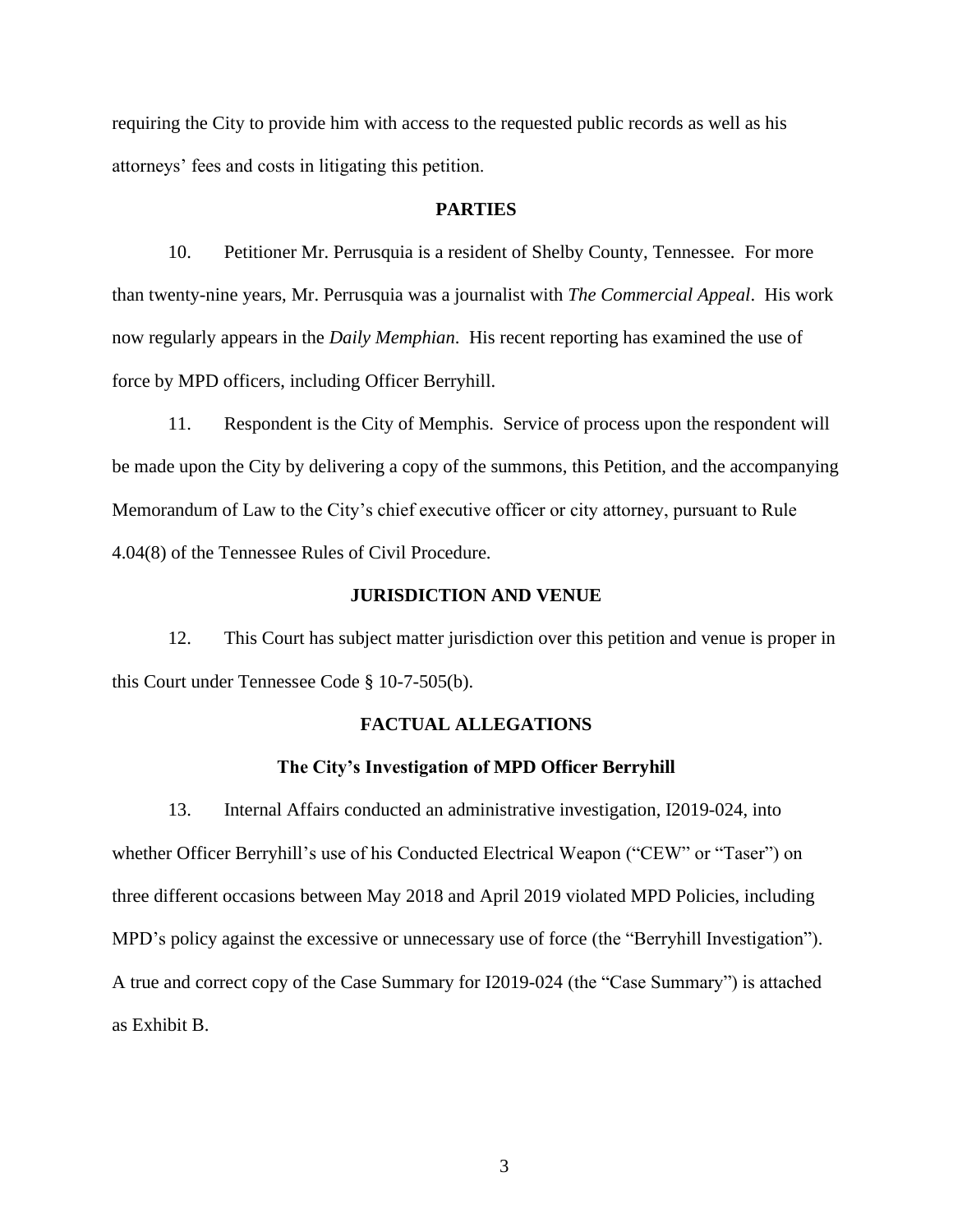requiring the City to provide him with access to the requested public records as well as his attorneys' fees and costs in litigating this petition.

## PARTIES

10. Petitioner Mr. Perrusquia is a resident of Shelby County, Tennessee. For more than twenty-nine years, Mr. Perrusquia was a journalist with *The Commercial Appeal*. His work now regularly appears in the *Daily Memphian*. His recent reporting has examined the use of force by MPD officers, including Officer Berryhill.

11. Respondent is the City of Memphis. Service of process upon the respondent will be made upon the City by delivering a copy of the summons, this Petition, and the accompanying Memorandum of Law to the City's chief executive officer or city attorney, pursuant to Rule 4.04(8) of the Tennessee Rules of Civil Procedure.

## JURISDICTION AND VENUE

12. This Court has subject matter jurisdiction over this petition and venue is proper in this Court under Tennessee Code § 10-7-505(b).

## FACTUAL ALLEGATIONS

### The City's Investigation of MPD Officer Berryhill

13. Internal Affairs conducted an administrative investigation, I2019-024, into whether Officer Berryhill's use of his Conducted Electrical Weapon ("CEW" or "Taser") on three different occasions between May 2018 and April 2019 violated MPD Policies, including MPD's policy against the excessive or unnecessary use of force (the "Berryhill Investigation"). A true and correct copy of the Case Summary for I2019-024 (the "Case Summary") is attached as Exhibit B.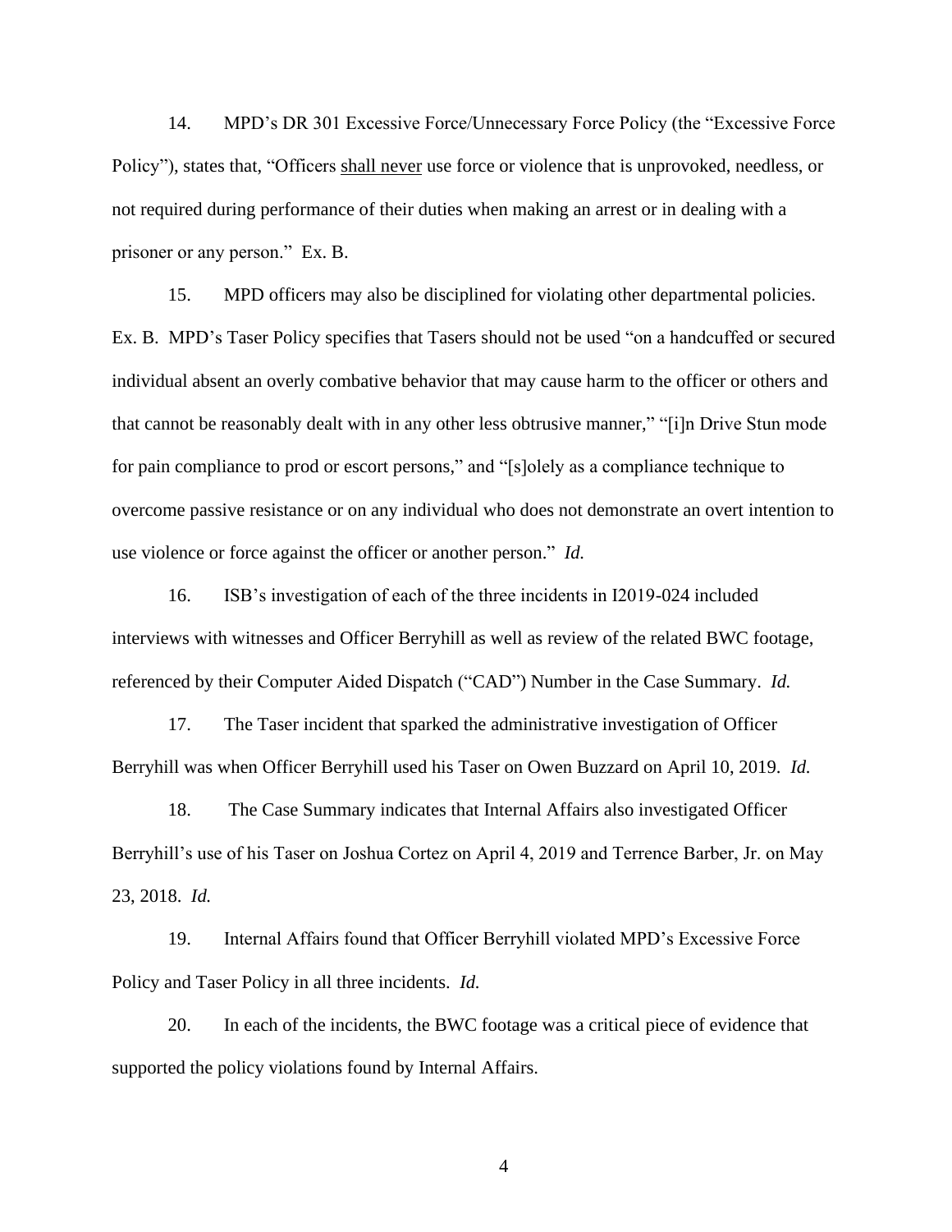14. MPD's DR 301 Excessive Force/Unnecessary Force Policy (the "Excessive Force Policy"), states that, "Officers shall never use force or violence that is unprovoked, needless, or not required during performance of their duties when making an arrest or in dealing with a prisoner or any person." Ex. B.

15. MPD officers may also be disciplined for violating other departmental policies. Ex. B. MPD's Taser Policy specifies that Tasers should not be used "on a handcuffed or secured individual absent an overly combative behavior that may cause harm to the officer or others and that cannot be reasonably dealt with in any other less obtrusive manner," "[i]n Drive Stun mode for pain compliance to prod or escort persons," and "[s]olely as a compliance technique to overcome passive resistance or on any individual who does not demonstrate an overt intention to use violence or force against the officer or another person." *Id.*

16. ISB's investigation of each of the three incidents in I2019-024 included interviews with witnesses and Officer Berryhill as well as review of the related BWC footage, referenced by their Computer Aided Dispatch ("CAD") Number in the Case Summary. *Id.*

17. The Taser incident that sparked the administrative investigation of Officer Berryhill was when Officer Berryhill used his Taser on Owen Buzzard on April 10, 2019. *Id.*

18. The Case Summary indicates that Internal Affairs also investigated Officer Berryhill's use of his Taser on Joshua Cortez on April 4, 2019 and Terrence Barber, Jr. on May 23, 2018. *Id.*

19. Internal Affairs found that Officer Berryhill violated MPD's Excessive Force Policy and Taser Policy in all three incidents. *Id.*

20. In each of the incidents, the BWC footage was a critical piece of evidence that supported the policy violations found by Internal Affairs.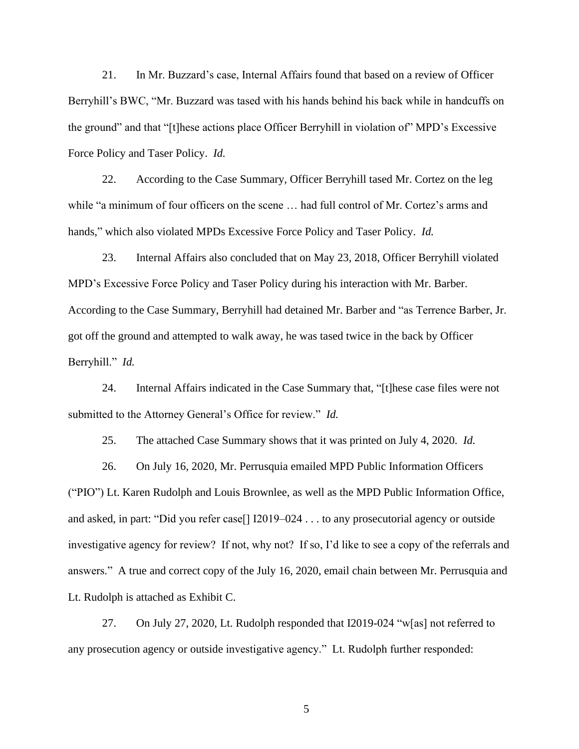21. In Mr. Buzzard's case, Internal Affairs found that based on a review of Officer Berryhill's BWC, "Mr. Buzzard was tased with his hands behind his back while in handcuffs on the ground" and that "[t]hese actions place Officer Berryhill in violation of" MPD's Excessive Force Policy and Taser Policy. *Id.*

22. According to the Case Summary, Officer Berryhill tased Mr. Cortez on the leg while "a minimum of four officers on the scene … had full control of Mr. Cortez's arms and hands," which also violated MPDs Excessive Force Policy and Taser Policy. *Id.*

23. Internal Affairs also concluded that on May 23, 2018, Officer Berryhill violated MPD's Excessive Force Policy and Taser Policy during his interaction with Mr. Barber. According to the Case Summary, Berryhill had detained Mr. Barber and "as Terrence Barber, Jr. got off the ground and attempted to walk away, he was tased twice in the back by Officer Berryhill." *Id.*

24. Internal Affairs indicated in the Case Summary that, "[t]hese case files were not submitted to the Attorney General's Office for review." *Id.*

25. The attached Case Summary shows that it was printed on July 4, 2020. *Id.*

26. On July 16, 2020, Mr. Perrusquia emailed MPD Public Information Officers ("PIO") Lt. Karen Rudolph and Louis Brownlee, as well as the MPD Public Information Office, and asked, in part: "Did you refer case[] I2019–024 . . . to any prosecutorial agency or outside investigative agency for review? If not, why not? If so, I'd like to see a copy of the referrals and answers." A true and correct copy of the July 16, 2020, email chain between Mr. Perrusquia and Lt. Rudolph is attached as Exhibit C.

27. On July 27, 2020, Lt. Rudolph responded that I2019-024 "w[as] not referred to any prosecution agency or outside investigative agency." Lt. Rudolph further responded: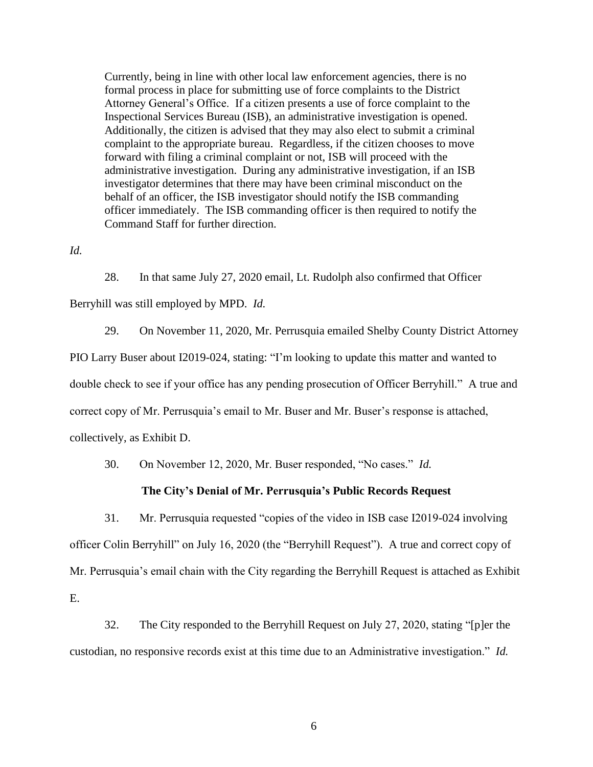> Currently, being in line with other local law enforcement agencies, there is no formal process in place for submitting use of force complaints to the District Attorney General's Office. If a citizen presents a use of force complaint to the Inspectional Services Bureau (ISB), an administrative investigation is opened. Additionally, the citizen is advised that they may also elect to submit a criminal complaint to the appropriate bureau. Regardless, if the citizen chooses to move forward with filing a criminal complaint or not, ISB will proceed with the administrative investigation. During any administrative investigation, if an ISB investigator determines that there may have been criminal misconduct on the behalf of an officer, the ISB investigator should notify the ISB commanding officer immediately. The ISB commanding officer is then required to notify the Command Staff for further direction.

*Id.*

28. In that same July 27, 2020 email, Lt. Rudolph also confirmed that Officer Berryhill was still employed by MPD. *Id.*

29. On November 11, 2020, Mr. Perrusquia emailed Shelby County District Attorney PIO Larry Buser about I2019-024, stating: "I'm looking to update this matter and wanted to double check to see if your office has any pending prosecution of Officer Berryhill." A true and correct copy of Mr. Perrusquia's email to Mr. Buser and Mr. Buser's response is attached, collectively, as Exhibit D.

30. On November 12, 2020, Mr. Buser responded, "No cases." *Id.*

**The City's Denial of Mr. Perrusquia's Public Records Request**

31. Mr. Perrusquia requested "copies of the video in ISB case I2019-024 involving officer Colin Berryhill" on July 16, 2020 (the "Berryhill Request"). A true and correct copy of Mr. Perrusquia's email chain with the City regarding the Berryhill Request is attached as Exhibit E.

32. The City responded to the Berryhill Request on July 27, 2020, stating "[p]er the custodian, no responsive records exist at this time due to an Administrative investigation." *Id.*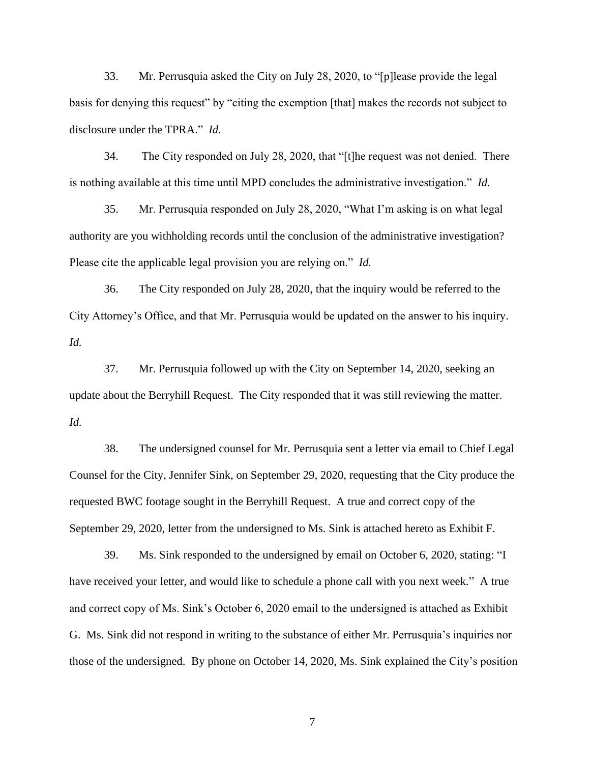33. Mr. Perrusquia asked the City on July 28, 2020, to "[p]lease provide the legal basis for denying this request" by "citing the exemption [that] makes the records not subject to disclosure under the TPRA." *Id.*

34. The City responded on July 28, 2020, that "[t]he request was not denied. There is nothing available at this time until MPD concludes the administrative investigation." *Id.*

35. Mr. Perrusquia responded on July 28, 2020, "What I'm asking is on what legal authority are you withholding records until the conclusion of the administrative investigation? Please cite the applicable legal provision you are relying on." *Id.*

36. The City responded on July 28, 2020, that the inquiry would be referred to the City Attorney's Office, and that Mr. Perrusquia would be updated on the answer to his inquiry. *Id.*

37. Mr. Perrusquia followed up with the City on September 14, 2020, seeking an update about the Berryhill Request. The City responded that it was still reviewing the matter. *Id.*

38. The undersigned counsel for Mr. Perrusquia sent a letter via email to Chief Legal Counsel for the City, Jennifer Sink, on September 29, 2020, requesting that the City produce the requested BWC footage sought in the Berryhill Request. A true and correct copy of the September 29, 2020, letter from the undersigned to Ms. Sink is attached hereto as Exhibit F.

39. Ms. Sink responded to the undersigned by email on October 6, 2020, stating: "I have received your letter, and would like to schedule a phone call with you next week." A true and correct copy of Ms. Sink's October 6, 2020 email to the undersigned is attached as Exhibit G. Ms. Sink did not respond in writing to the substance of either Mr. Perrusquia's inquiries nor those of the undersigned. By phone on October 14, 2020, Ms. Sink explained the City's position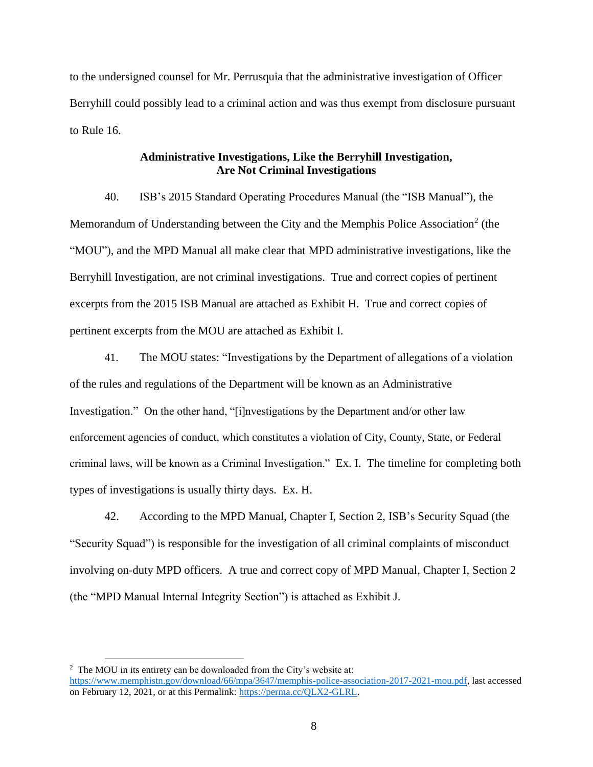to the undersigned counsel for Mr. Perrusquia that the administrative investigation of Officer Berryhill could possibly lead to a criminal action and was thus exempt from disclosure pursuant to Rule 16.

**Administrative Investigations, Like the Berryhill Investigation, Are Not Criminal Investigations**

40. ISB's 2015 Standard Operating Procedures Manual (the "ISB Manual"), the Memorandum of Understanding between the City and the Memphis Police Association[2] (the "MOU"), and the MPD Manual all make clear that MPD administrative investigations, like the Berryhill Investigation, are not criminal investigations. True and correct copies of pertinent excerpts from the 2015 ISB Manual are attached as Exhibit H. True and correct copies of pertinent excerpts from the MOU are attached as Exhibit I.

41. The MOU states: "Investigations by the Department of allegations of a violation of the rules and regulations of the Department will be known as an Administrative Investigation." On the other hand, "[i]nvestigations by the Department and/or other law enforcement agencies of conduct, which constitutes a violation of City, County, State, or Federal criminal laws, will be known as a Criminal Investigation." Ex. I. The timeline for completing both types of investigations is usually thirty days. Ex. H.

42. According to the MPD Manual, Chapter I, Section 2, ISB's Security Squad (the "Security Squad") is responsible for the investigation of all criminal complaints of misconduct involving on-duty MPD officers. A true and correct copy of MPD Manual, Chapter I, Section 2 (the "MPD Manual Internal Integrity Section") is attached as Exhibit J.

---

[2] The MOU in its entirety can be downloaded from the City's website at: https://www.memphistn.gov/download/66/mpa/3647/memphis-police-association-2017-2021-mou.pdf, last accessed on February 12, 2021, or at this Permalink: https://perma.cc/QLX2-GLRL.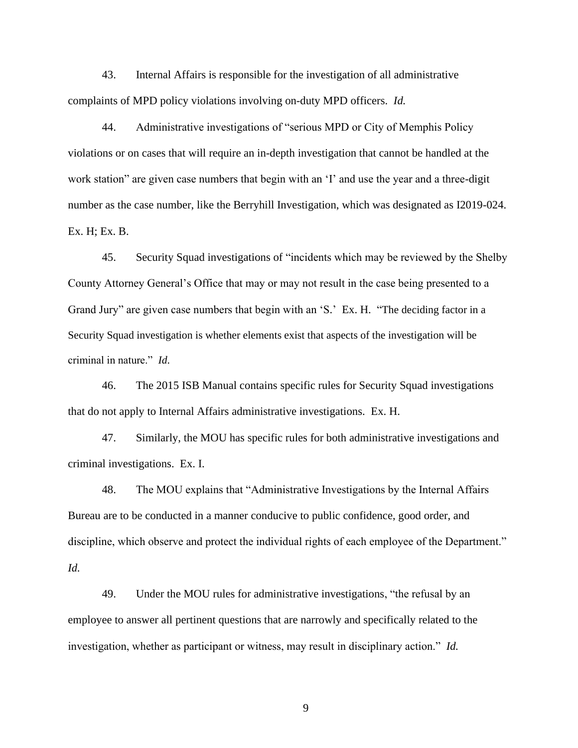43. Internal Affairs is responsible for the investigation of all administrative complaints of MPD policy violations involving on-duty MPD officers. *Id.*

44. Administrative investigations of "serious MPD or City of Memphis Policy violations or on cases that will require an in-depth investigation that cannot be handled at the work station" are given case numbers that begin with an 'I' and use the year and a three-digit number as the case number, like the Berryhill Investigation, which was designated as I2019-024. Ex. H; Ex. B.

45. Security Squad investigations of "incidents which may be reviewed by the Shelby County Attorney General's Office that may or may not result in the case being presented to a Grand Jury" are given case numbers that begin with an 'S.' Ex. H. "The deciding factor in a Security Squad investigation is whether elements exist that aspects of the investigation will be criminal in nature." *Id.*

46. The 2015 ISB Manual contains specific rules for Security Squad investigations that do not apply to Internal Affairs administrative investigations. Ex. H.

47. Similarly, the MOU has specific rules for both administrative investigations and criminal investigations. Ex. I.

48. The MOU explains that "Administrative Investigations by the Internal Affairs Bureau are to be conducted in a manner conducive to public confidence, good order, and discipline, which observe and protect the individual rights of each employee of the Department." *Id.*

49. Under the MOU rules for administrative investigations, "the refusal by an employee to answer all pertinent questions that are narrowly and specifically related to the investigation, whether as participant or witness, may result in disciplinary action." *Id.*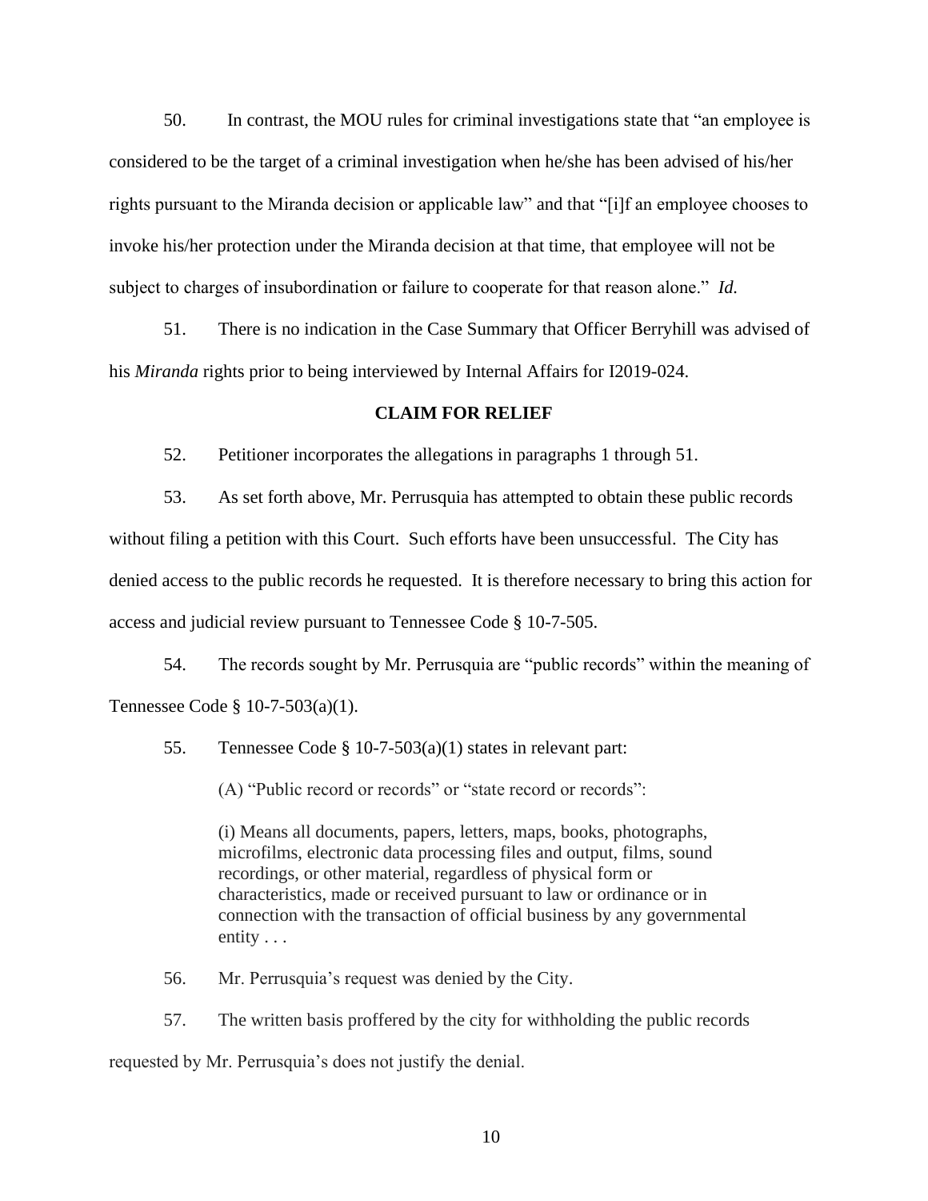50. In contrast, the MOU rules for criminal investigations state that "an employee is considered to be the target of a criminal investigation when he/she has been advised of his/her rights pursuant to the Miranda decision or applicable law" and that "[i]f an employee chooses to invoke his/her protection under the Miranda decision at that time, that employee will not be subject to charges of insubordination or failure to cooperate for that reason alone." *Id.*

51. There is no indication in the Case Summary that Officer Berryhill was advised of his *Miranda* rights prior to being interviewed by Internal Affairs for I2019-024.

**CLAIM FOR RELIEF**

52. Petitioner incorporates the allegations in paragraphs 1 through 51.

53. As set forth above, Mr. Perrusquia has attempted to obtain these public records without filing a petition with this Court. Such efforts have been unsuccessful. The City has denied access to the public records he requested. It is therefore necessary to bring this action for access and judicial review pursuant to Tennessee Code § 10-7-505.

54. The records sought by Mr. Perrusquia are "public records" within the meaning of Tennessee Code § 10-7-503(a)(1).

55. Tennessee Code § 10-7-503(a)(1) states in relevant part:

> (A) "Public record or records" or "state record or records":
>
> (i) Means all documents, papers, letters, maps, books, photographs, microfilms, electronic data processing files and output, films, sound recordings, or other material, regardless of physical form or characteristics, made or received pursuant to law or ordinance or in connection with the transaction of official business by any governmental entity . . .

56. Mr. Perrusquia's request was denied by the City.

57. The written basis proffered by the city for withholding the public records requested by Mr. Perrusquia's does not justify the denial.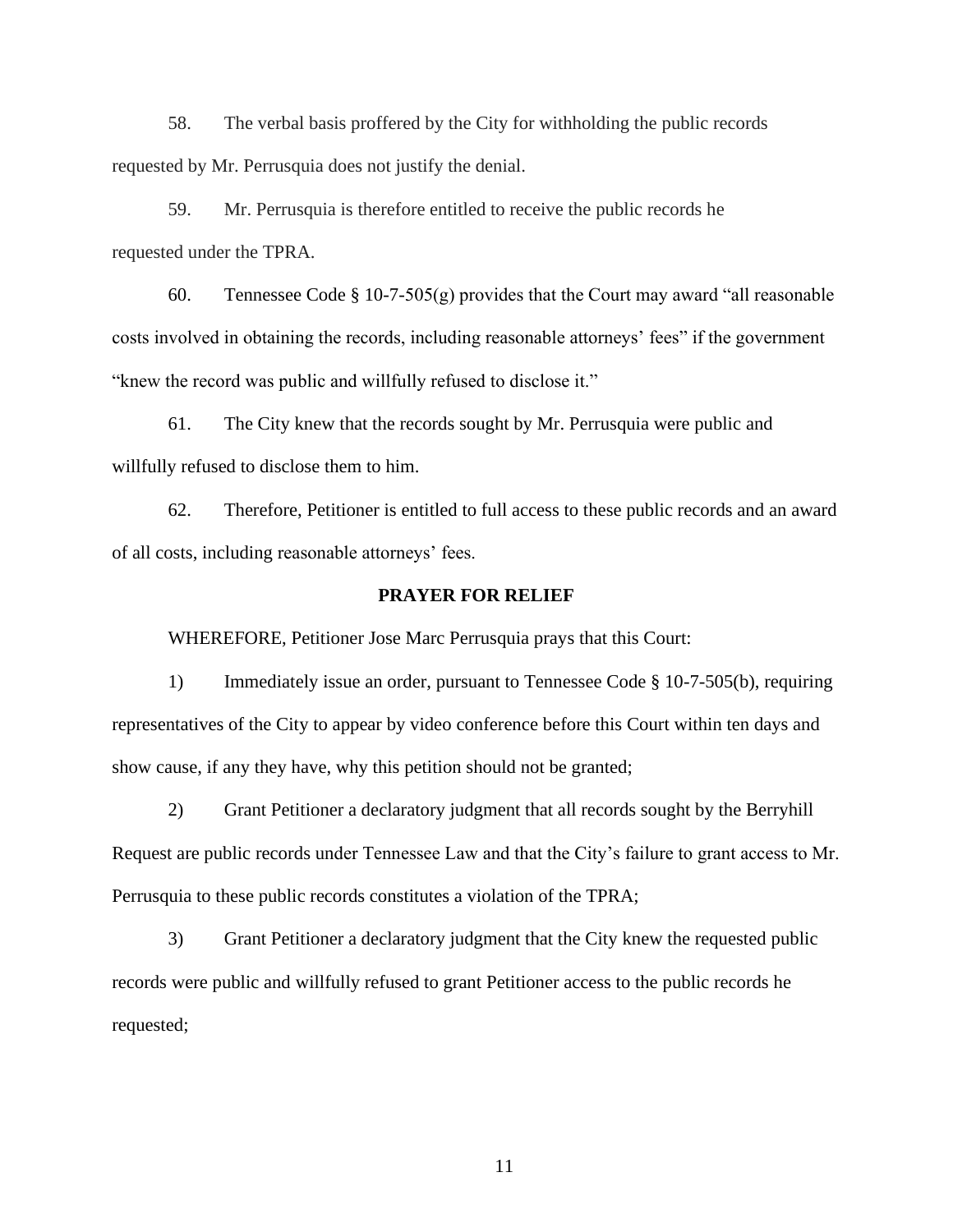58. The verbal basis proffered by the City for withholding the public records requested by Mr. Perrusquia does not justify the denial.

59. Mr. Perrusquia is therefore entitled to receive the public records he requested under the TPRA.

60. Tennessee Code § 10-7-505(g) provides that the Court may award "all reasonable costs involved in obtaining the records, including reasonable attorneys' fees" if the government "knew the record was public and willfully refused to disclose it."

61. The City knew that the records sought by Mr. Perrusquia were public and willfully refused to disclose them to him.

62. Therefore, Petitioner is entitled to full access to these public records and an award of all costs, including reasonable attorneys' fees.

## PRAYER FOR RELIEF

WHEREFORE, Petitioner Jose Marc Perrusquia prays that this Court:

1) Immediately issue an order, pursuant to Tennessee Code § 10-7-505(b), requiring representatives of the City to appear by video conference before this Court within ten days and show cause, if any they have, why this petition should not be granted;

2) Grant Petitioner a declaratory judgment that all records sought by the Berryhill Request are public records under Tennessee Law and that the City's failure to grant access to Mr. Perrusquia to these public records constitutes a violation of the TPRA;

3) Grant Petitioner a declaratory judgment that the City knew the requested public records were public and willfully refused to grant Petitioner access to the public records he requested;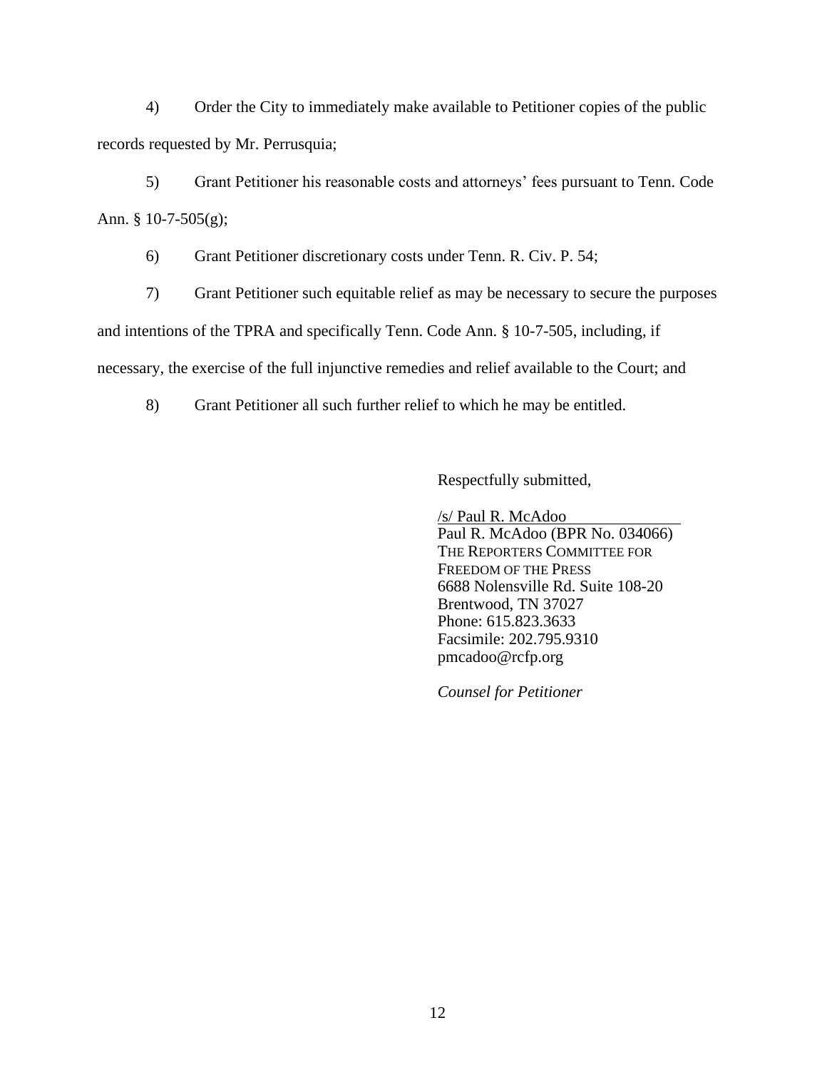4) Order the City to immediately make available to Petitioner copies of the public records requested by Mr. Perrusquia;

5) Grant Petitioner his reasonable costs and attorneys' fees pursuant to Tenn. Code Ann. § 10-7-505(g);

6) Grant Petitioner discretionary costs under Tenn. R. Civ. P. 54;

7) Grant Petitioner such equitable relief as may be necessary to secure the purposes and intentions of the TPRA and specifically Tenn. Code Ann. § 10-7-505, including, if necessary, the exercise of the full injunctive remedies and relief available to the Court; and

8) Grant Petitioner all such further relief to which he may be entitled.

Respectfully submitted,

/s/ Paul R. McAdoo
Paul R. McAdoo (BPR No. 034066)
THE REPORTERS COMMITTEE FOR
FREEDOM OF THE PRESS
6688 Nolensville Rd. Suite 108-20
Brentwood, TN 37027
Phone: 615.823.3633
Facsimile: 202.795.9310
pmcadoo@rcfp.org

*Counsel for Petitioner*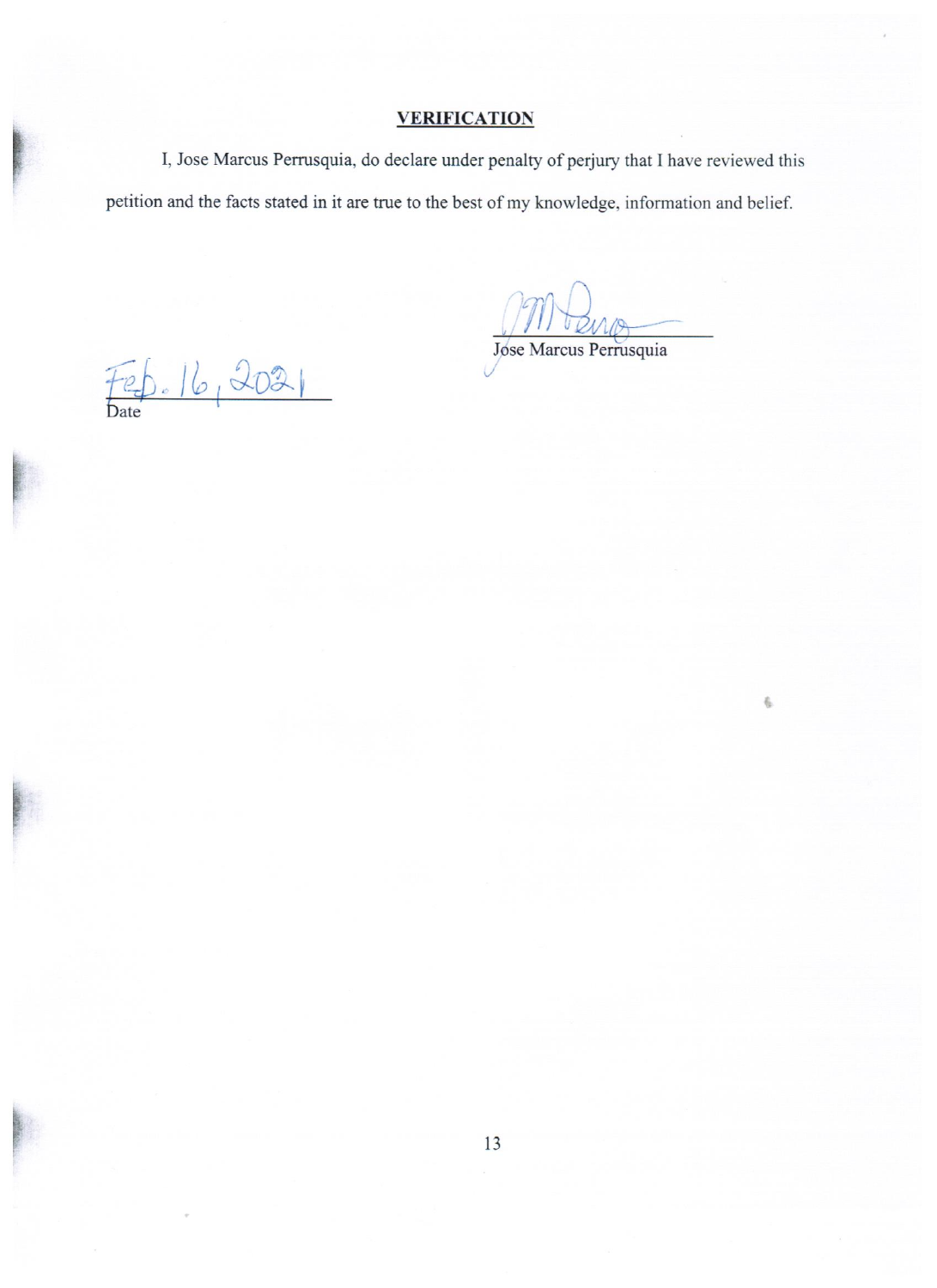# VERIFICATION

I, Jose Marcus Perrusquia, do declare under penalty of perjury that I have reviewed this petition and the facts stated in it are true to the best of my knowledge, information and belief.

Feb. 16, 2021
Date

Jose Marcus Perrusquia